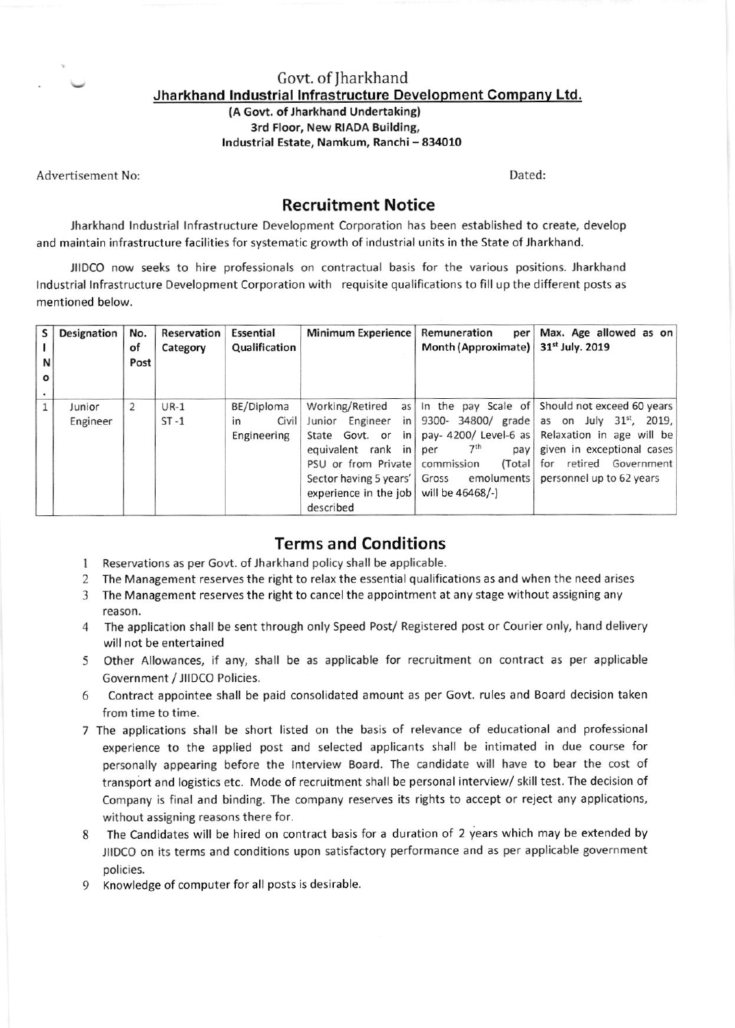Govt. of Jharkhand

**Jharkhand Industrial Infrastructure Development Company Ltd.**

**(A Govt. of Jharkhand Undertaking)**
**3rd Floor, New RIADA Building,**
**Industrial Estate, Namkum, Ranchi – 834010**

Advertisement No: Dated:

## Recruitment Notice

Jharkhand Industrial Infrastructure Development Corporation has been established to create, develop and maintain infrastructure facilities for systematic growth of industrial units in the State of Jharkhand.

JIIDCO now seeks to hire professionals on contractual basis for the various positions. Jharkhand Industrial Infrastructure Development Corporation with requisite qualifications to fill up the different posts as mentioned below.

| Sl No. | Designation | No. of Post | Reservation Category | Essential Qualification | Minimum Experience | Remuneration per Month (Approximate) | Max. Age allowed as on 31st July. 2019 |
|---|---|---|---|---|---|---|---|
| 1 | Junior Engineer | 2 | UR-1 ST -1 | BE/Diploma in Civil Engineering | Working/Retired as Junior Engineer in State Govt. or in equivalent rank in PSU or from Private Sector having 5 years' experience in the job described | In the pay Scale of 9300- 34800/ grade pay- 4200/ Level-6 as per 7th pay commission (Total Gross emoluments will be 46468/-) | Should not exceed 60 years as on July 31st, 2019, Relaxation in age will be given in exceptional cases for retired Government personnel up to 62 years |

## Terms and Conditions

1. Reservations as per Govt. of Jharkhand policy shall be applicable.
2. The Management reserves the right to relax the essential qualifications as and when the need arises
3. The Management reserves the right to cancel the appointment at any stage without assigning any reason.
4. The application shall be sent through only Speed Post/ Registered post or Courier only, hand delivery will not be entertained
5. Other Allowances, if any, shall be as applicable for recruitment on contract as per applicable Government / JIIDCO Policies.
6. Contract appointee shall be paid consolidated amount as per Govt. rules and Board decision taken from time to time.
7. The applications shall be short listed on the basis of relevance of educational and professional experience to the applied post and selected applicants shall be intimated in due course for personally appearing before the Interview Board. The candidate will have to bear the cost of transport and logistics etc. Mode of recruitment shall be personal interview/ skill test. The decision of Company is final and binding. The company reserves its rights to accept or reject any applications, without assigning reasons there for.
8. The Candidates will be hired on contract basis for a duration of 2 years which may be extended by JIIDCO on its terms and conditions upon satisfactory performance and as per applicable government policies.
9. Knowledge of computer for all posts is desirable.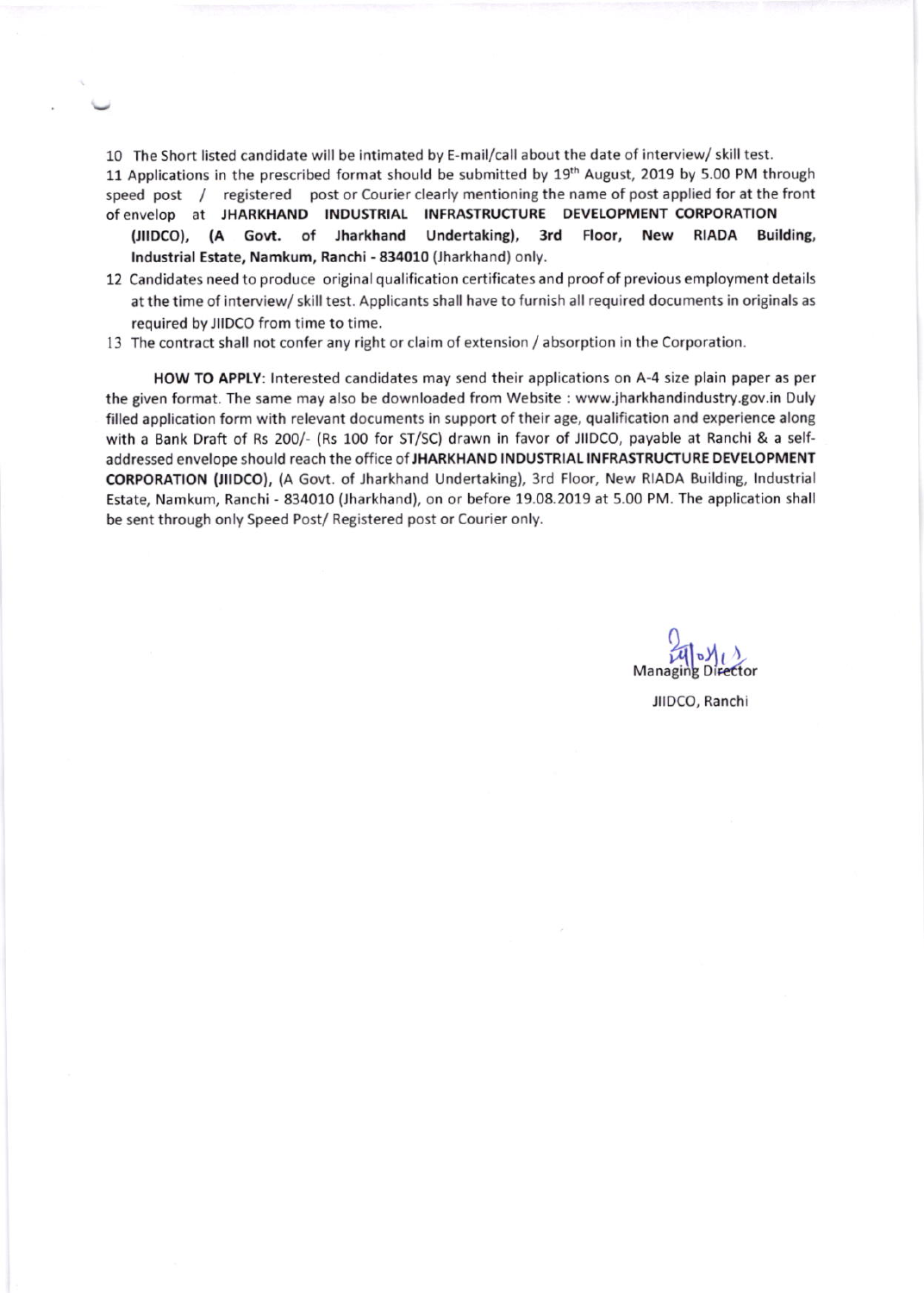10 The Short listed candidate will be intimated by E-mail/call about the date of interview/ skill test.

11 Applications in the prescribed format should be submitted by 19th August, 2019 by 5.00 PM through speed post / registered post or Courier clearly mentioning the name of post applied for at the front of envelop at **JHARKHAND INDUSTRIAL INFRASTRUCTURE DEVELOPMENT CORPORATION (JIIDCO), (A Govt. of Jharkhand Undertaking), 3rd Floor, New RIADA Building, Industrial Estate, Namkum, Ranchi - 834010** (Jharkhand) only.

12 Candidates need to produce original qualification certificates and proof of previous employment details at the time of interview/ skill test. Applicants shall have to furnish all required documents in originals as required by JIIDCO from time to time.

13 The contract shall not confer any right or claim of extension / absorption in the Corporation.

**HOW TO APPLY**: Interested candidates may send their applications on A-4 size plain paper as per the given format. The same may also be downloaded from Website : www.jharkhandindustry.gov.in Duly filled application form with relevant documents in support of their age, qualification and experience along with a Bank Draft of Rs 200/- (Rs 100 for ST/SC) drawn in favor of JIIDCO, payable at Ranchi & a self-addressed envelope should reach the office of **JHARKHAND INDUSTRIAL INFRASTRUCTURE DEVELOPMENT CORPORATION (JIIDCO)**, (A Govt. of Jharkhand Undertaking), 3rd Floor, New RIADA Building, Industrial Estate, Namkum, Ranchi - 834010 (Jharkhand), on or before 19.08.2019 at 5.00 PM. The application shall be sent through only Speed Post/ Registered post or Courier only.

Managing Director

JIIDCO, Ranchi